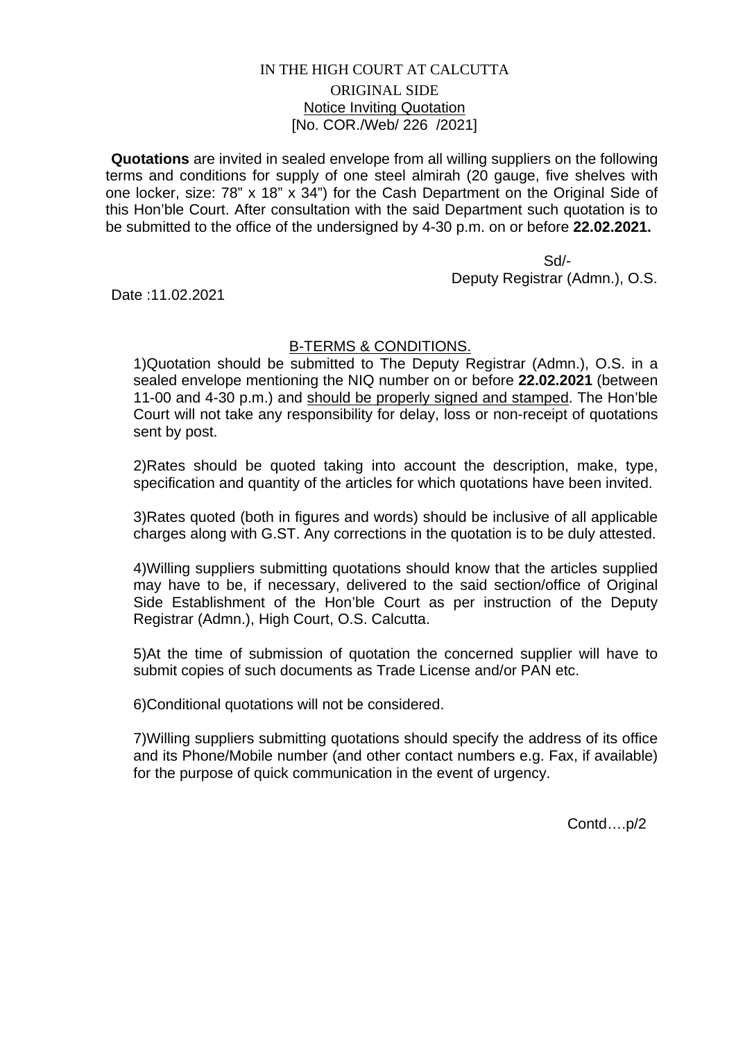# IN THE HIGH COURT AT CALCUTTA

## ORIGINAL SIDE

Notice Inviting Quotation

[No. COR./Web/ 226 /2021]

**Quotations** are invited in sealed envelope from all willing suppliers on the following terms and conditions for supply of one steel almirah (20 gauge, five shelves with one locker, size: 78" x 18" x 34") for the Cash Department on the Original Side of this Hon'ble Court. After consultation with the said Department such quotation is to be submitted to the office of the undersigned by 4-30 p.m. on or before **22.02.2021.**

Sd/-

Deputy Registrar (Admn.), O.S.

Date :11.02.2021

### B-TERMS & CONDITIONS.

1)Quotation should be submitted to The Deputy Registrar (Admn.), O.S. in a sealed envelope mentioning the NIQ number on or before **22.02.2021** (between 11-00 and 4-30 p.m.) and should be properly signed and stamped. The Hon'ble Court will not take any responsibility for delay, loss or non-receipt of quotations sent by post.

2)Rates should be quoted taking into account the description, make, type, specification and quantity of the articles for which quotations have been invited.

3)Rates quoted (both in figures and words) should be inclusive of all applicable charges along with G.ST. Any corrections in the quotation is to be duly attested.

4)Willing suppliers submitting quotations should know that the articles supplied may have to be, if necessary, delivered to the said section/office of Original Side Establishment of the Hon'ble Court as per instruction of the Deputy Registrar (Admn.), High Court, O.S. Calcutta.

5)At the time of submission of quotation the concerned supplier will have to submit copies of such documents as Trade License and/or PAN etc.

6)Conditional quotations will not be considered.

7)Willing suppliers submitting quotations should specify the address of its office and its Phone/Mobile number (and other contact numbers e.g. Fax, if available) for the purpose of quick communication in the event of urgency.

Contd….p/2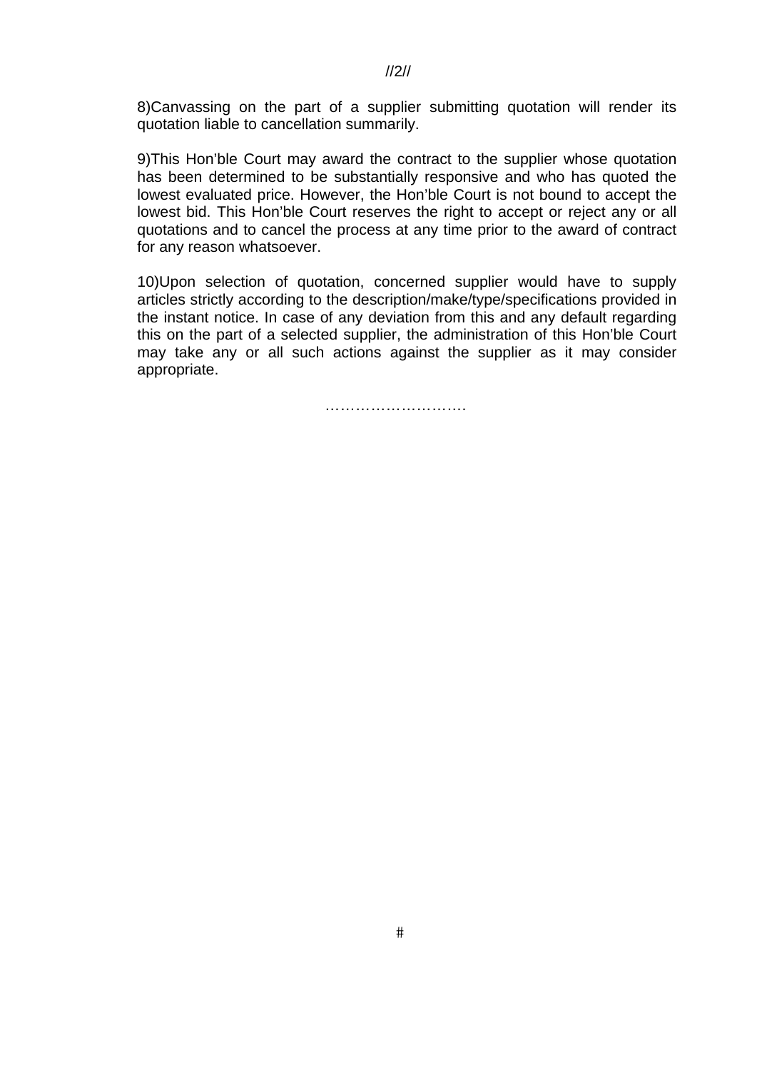8)Canvassing on the part of a supplier submitting quotation will render its quotation liable to cancellation summarily.

9)This Hon’ble Court may award the contract to the supplier whose quotation has been determined to be substantially responsive and who has quoted the lowest evaluated price. However, the Hon’ble Court is not bound to accept the lowest bid. This Hon’ble Court reserves the right to accept or reject any or all quotations and to cancel the process at any time prior to the award of contract for any reason whatsoever.

10)Upon selection of quotation, concerned supplier would have to supply articles strictly according to the description/make/type/specifications provided in the instant notice. In case of any deviation from this and any default regarding this on the part of a selected supplier, the administration of this Hon’ble Court may take any or all such actions against the supplier as it may consider appropriate.

……………………….

#